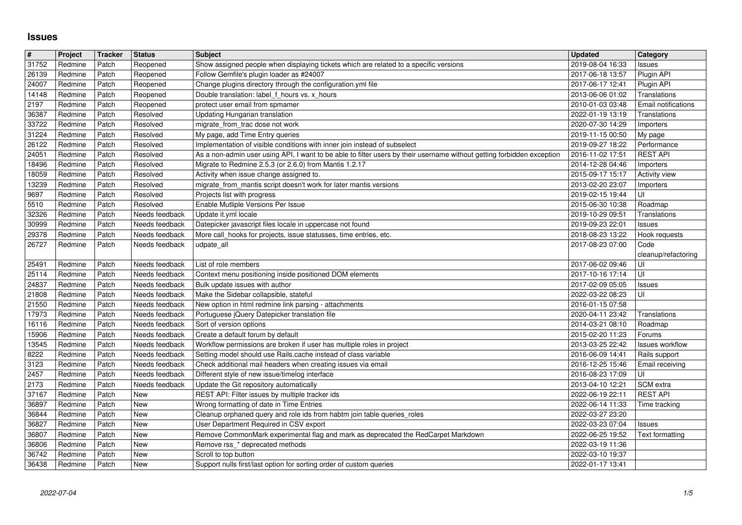# Issues

| # | Project | Tracker | Status | Subject | Updated | Category |
|---|---|---|---|---|---|---|
| 31752 | Redmine | Patch | Reopened | Show assigned people when displaying tickets which are related to a specific versions | 2019-08-04 16:33 | Issues |
| 26139 | Redmine | Patch | Reopened | Follow Gemfile's plugin loader as #24007 | 2017-06-18 13:57 | Plugin API |
| 24007 | Redmine | Patch | Reopened | Change plugins directory through the configuration.yml file | 2017-06-17 12:41 | Plugin API |
| 14148 | Redmine | Patch | Reopened | Double translation: label_f_hours vs. x_hours | 2013-06-06 01:02 | Translations |
| 2197 | Redmine | Patch | Reopened | protect user email from spmamer | 2010-01-03 03:48 | Email notifications |
| 36387 | Redmine | Patch | Resolved | Updating Hungarian translation | 2022-01-19 13:19 | Translations |
| 33722 | Redmine | Patch | Resolved | migrate_from_trac dose not work | 2020-07-30 14:29 | Importers |
| 31224 | Redmine | Patch | Resolved | My page, add Time Entry queries | 2019-11-15 00:50 | My page |
| 26122 | Redmine | Patch | Resolved | Implementation of visible conditions with inner join instead of subselect | 2019-09-27 18:22 | Performance |
| 24051 | Redmine | Patch | Resolved | As a non-admin user using API, I want to be able to filter users by their username without getting forbidden exception | 2016-11-02 17:51 | REST API |
| 18496 | Redmine | Patch | Resolved | Migrate to Redmine 2.5.3 (or 2.6.0) from Mantis 1.2.17 | 2014-12-28 04:46 | Importers |
| 18059 | Redmine | Patch | Resolved | Activity when issue change assigned to. | 2015-09-17 15:17 | Activity view |
| 13239 | Redmine | Patch | Resolved | migrate_from_mantis script doesn't work for later mantis versions | 2013-02-20 23:07 | Importers |
| 9697 | Redmine | Patch | Resolved | Projects list with progress | 2019-02-15 19:44 | UI |
| 5510 | Redmine | Patch | Resolved | Enable Mutliple Versions Per Issue | 2015-06-30 10:38 | Roadmap |
| 32326 | Redmine | Patch | Needs feedback | Update it.yml locale | 2019-10-29 09:51 | Translations |
| 30999 | Redmine | Patch | Needs feedback | Datepicker javascript files locale in uppercase not found | 2019-09-23 22:01 | Issues |
| 29378 | Redmine | Patch | Needs feedback | More call_hooks for projects, issue statusses, time entries, etc. | 2018-08-23 13:22 | Hook requests |
| 26727 | Redmine | Patch | Needs feedback | udpate_all | 2017-08-23 07:00 | Code cleanup/refactoring |
| 25491 | Redmine | Patch | Needs feedback | List of role members | 2017-06-02 09:46 | UI |
| 25114 | Redmine | Patch | Needs feedback | Context menu positioning inside positioned DOM elements | 2017-10-16 17:14 | UI |
| 24837 | Redmine | Patch | Needs feedback | Bulk update issues with author | 2017-02-09 05:05 | Issues |
| 21808 | Redmine | Patch | Needs feedback | Make the Sidebar collapsible, stateful | 2022-03-22 08:23 | UI |
| 21550 | Redmine | Patch | Needs feedback | New option in html redmine link parsing - attachments | 2016-01-15 07:58 | |
| 17973 | Redmine | Patch | Needs feedback | Portuguese jQuery Datepicker translation file | 2020-04-11 23:42 | Translations |
| 16116 | Redmine | Patch | Needs feedback | Sort of version options | 2014-03-21 08:10 | Roadmap |
| 15906 | Redmine | Patch | Needs feedback | Create a default forum by default | 2015-02-20 11:23 | Forums |
| 13545 | Redmine | Patch | Needs feedback | Workflow permissions are broken if user has multiple roles in project | 2013-03-25 22:42 | Issues workflow |
| 8222 | Redmine | Patch | Needs feedback | Setting model should use Rails.cache instead of class variable | 2016-06-09 14:41 | Rails support |
| 3123 | Redmine | Patch | Needs feedback | Check additional mail headers when creating issues via email | 2016-12-25 15:46 | Email receiving |
| 2457 | Redmine | Patch | Needs feedback | Different style of new issue/timelog interface | 2016-08-23 17:09 | UI |
| 2173 | Redmine | Patch | Needs feedback | Update the Git repository automatically | 2013-04-10 12:21 | SCM extra |
| 37167 | Redmine | Patch | New | REST API: Filter issues by multiple tracker ids | 2022-06-19 22:11 | REST API |
| 36897 | Redmine | Patch | New | Wrong formatting of date in Time Entries | 2022-06-14 11:33 | Time tracking |
| 36844 | Redmine | Patch | New | Cleanup orphaned query and role ids from habtm join table queries_roles | 2022-03-27 23:20 | |
| 36827 | Redmine | Patch | New | User Department Required in CSV export | 2022-03-23 07:04 | Issues |
| 36807 | Redmine | Patch | New | Remove CommonMark experimental flag and mark as deprecated the RedCarpet Markdown | 2022-06-25 19:52 | Text formatting |
| 36806 | Redmine | Patch | New | Remove rss_* deprecated methods | 2022-03-19 11:36 | |
| 36742 | Redmine | Patch | New | Scroll to top button | 2022-03-10 19:37 | |
| 36438 | Redmine | Patch | New | Support nulls first/last option for sorting order of custom queries | 2022-01-17 13:41 | |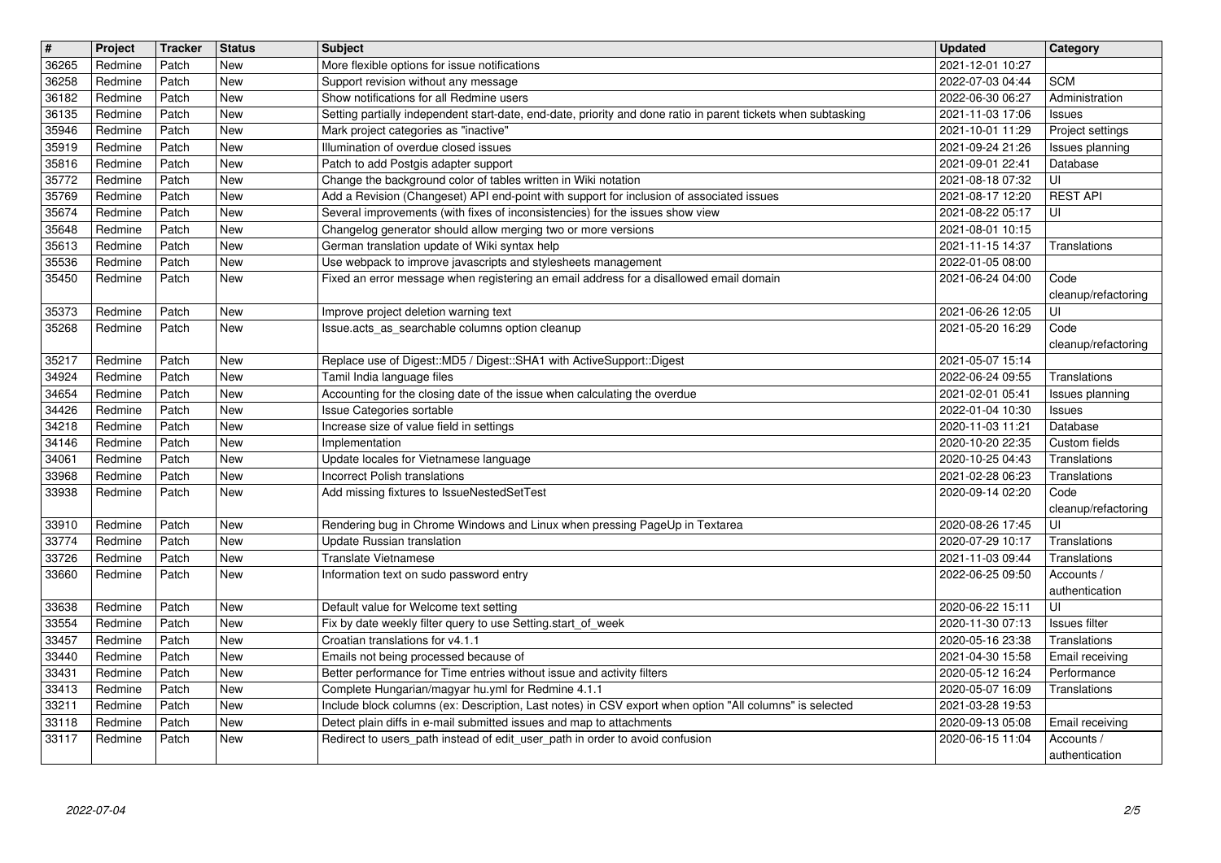| # | Project | Tracker | Status | Subject | Updated | Category |
| --- | --- | --- | --- | --- | --- | --- |
| 36265 | Redmine | Patch | New | More flexible options for issue notifications | 2021-12-01 10:27 | |
| 36258 | Redmine | Patch | New | Support revision without any message | 2022-07-03 04:44 | SCM |
| 36182 | Redmine | Patch | New | Show notifications for all Redmine users | 2022-06-30 06:27 | Administration |
| 36135 | Redmine | Patch | New | Setting partially independent start-date, end-date, priority and done ratio in parent tickets when subtasking | 2021-11-03 17:06 | Issues |
| 35946 | Redmine | Patch | New | Mark project categories as "inactive" | 2021-10-01 11:29 | Project settings |
| 35919 | Redmine | Patch | New | Illumination of overdue closed issues | 2021-09-24 21:26 | Issues planning |
| 35816 | Redmine | Patch | New | Patch to add Postgis adapter support | 2021-09-01 22:41 | Database |
| 35772 | Redmine | Patch | New | Change the background color of tables written in Wiki notation | 2021-08-18 07:32 | UI |
| 35769 | Redmine | Patch | New | Add a Revision (Changeset) API end-point with support for inclusion of associated issues | 2021-08-17 12:20 | REST API |
| 35674 | Redmine | Patch | New | Several improvements (with fixes of inconsistencies) for the issues show view | 2021-08-22 05:17 | UI |
| 35648 | Redmine | Patch | New | Changelog generator should allow merging two or more versions | 2021-08-01 10:15 | |
| 35613 | Redmine | Patch | New | German translation update of Wiki syntax help | 2021-11-15 14:37 | Translations |
| 35536 | Redmine | Patch | New | Use webpack to improve javascripts and stylesheets management | 2022-01-05 08:00 | |
| 35450 | Redmine | Patch | New | Fixed an error message when registering an email address for a disallowed email domain | 2021-06-24 04:00 | Code cleanup/refactoring |
| 35373 | Redmine | Patch | New | Improve project deletion warning text | 2021-06-26 12:05 | UI |
| 35268 | Redmine | Patch | New | Issue.acts_as_searchable columns option cleanup | 2021-05-20 16:29 | Code cleanup/refactoring |
| 35217 | Redmine | Patch | New | Replace use of Digest::MD5 / Digest::SHA1 with ActiveSupport::Digest | 2021-05-07 15:14 | |
| 34924 | Redmine | Patch | New | Tamil India language files | 2022-06-24 09:55 | Translations |
| 34654 | Redmine | Patch | New | Accounting for the closing date of the issue when calculating the overdue | 2021-02-01 05:41 | Issues planning |
| 34426 | Redmine | Patch | New | Issue Categories sortable | 2022-01-04 10:30 | Issues |
| 34218 | Redmine | Patch | New | Increase size of value field in settings | 2020-11-03 11:21 | Database |
| 34146 | Redmine | Patch | New | Implementation | 2020-10-20 22:35 | Custom fields |
| 34061 | Redmine | Patch | New | Update locales for Vietnamese language | 2020-10-25 04:43 | Translations |
| 33968 | Redmine | Patch | New | Incorrect Polish translations | 2021-02-28 06:23 | Translations |
| 33938 | Redmine | Patch | New | Add missing fixtures to IssueNestedSetTest | 2020-09-14 02:20 | Code cleanup/refactoring |
| 33910 | Redmine | Patch | New | Rendering bug in Chrome Windows and Linux when pressing PageUp in Textarea | 2020-08-26 17:45 | UI |
| 33774 | Redmine | Patch | New | Update Russian translation | 2020-07-29 10:17 | Translations |
| 33726 | Redmine | Patch | New | Translate Vietnamese | 2021-11-03 09:44 | Translations |
| 33660 | Redmine | Patch | New | Information text on sudo password entry | 2022-06-25 09:50 | Accounts / authentication |
| 33638 | Redmine | Patch | New | Default value for Welcome text setting | 2020-06-22 15:11 | UI |
| 33554 | Redmine | Patch | New | Fix by date weekly filter query to use Setting.start_of_week | 2020-11-30 07:13 | Issues filter |
| 33457 | Redmine | Patch | New | Croatian translations for v4.1.1 | 2020-05-16 23:38 | Translations |
| 33440 | Redmine | Patch | New | Emails not being processed because of | 2021-04-30 15:58 | Email receiving |
| 33431 | Redmine | Patch | New | Better performance for Time entries without issue and activity filters | 2020-05-12 16:24 | Performance |
| 33413 | Redmine | Patch | New | Complete Hungarian/magyar hu.yml for Redmine 4.1.1 | 2020-05-07 16:09 | Translations |
| 33211 | Redmine | Patch | New | Include block columns (ex: Description, Last notes) in CSV export when option "All columns" is selected | 2021-03-28 19:53 | |
| 33118 | Redmine | Patch | New | Detect plain diffs in e-mail submitted issues and map to attachments | 2020-09-13 05:08 | Email receiving |
| 33117 | Redmine | Patch | New | Redirect to users_path instead of edit_user_path in order to avoid confusion | 2020-06-15 11:04 | Accounts / authentication |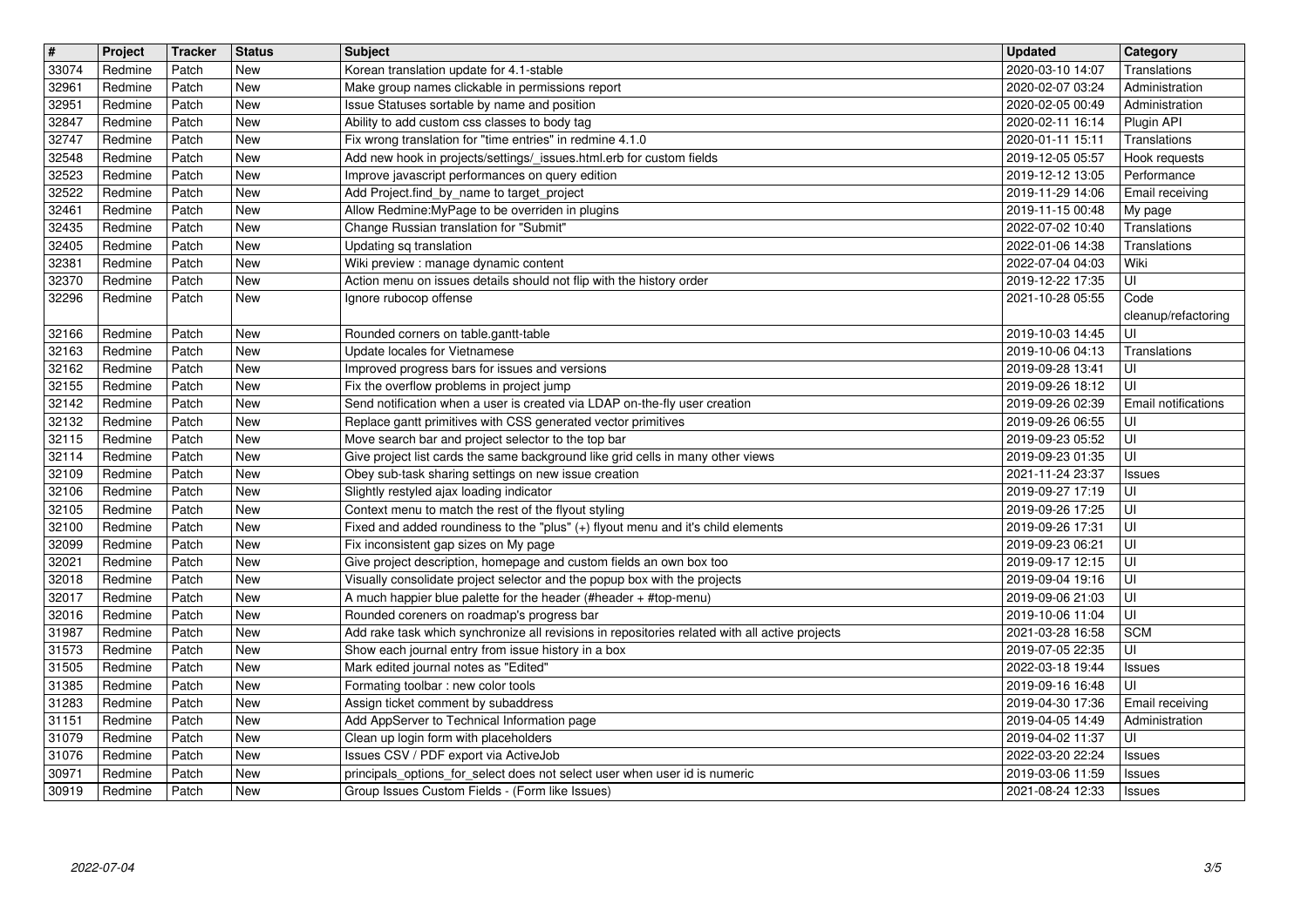| # | Project | Tracker | Status | Subject | Updated | Category |
|---|---|---|---|---|---|---|
| 33074 | Redmine | Patch | New | Korean translation update for 4.1-stable | 2020-03-10 14:07 | Translations |
| 32961 | Redmine | Patch | New | Make group names clickable in permissions report | 2020-02-07 03:24 | Administration |
| 32951 | Redmine | Patch | New | Issue Statuses sortable by name and position | 2020-02-05 00:49 | Administration |
| 32847 | Redmine | Patch | New | Ability to add custom css classes to body tag | 2020-02-11 16:14 | Plugin API |
| 32747 | Redmine | Patch | New | Fix wrong translation for "time entries" in redmine 4.1.0 | 2020-01-11 15:11 | Translations |
| 32548 | Redmine | Patch | New | Add new hook in projects/settings/_issues.html.erb for custom fields | 2019-12-05 05:57 | Hook requests |
| 32523 | Redmine | Patch | New | Improve javascript performances on query edition | 2019-12-12 13:05 | Performance |
| 32522 | Redmine | Patch | New | Add Project.find_by_name to target_project | 2019-11-29 14:06 | Email receiving |
| 32461 | Redmine | Patch | New | Allow Redmine:MyPage to be overriden in plugins | 2019-11-15 00:48 | My page |
| 32435 | Redmine | Patch | New | Change Russian translation for "Submit" | 2022-07-02 10:40 | Translations |
| 32405 | Redmine | Patch | New | Updating sq translation | 2022-01-06 14:38 | Translations |
| 32381 | Redmine | Patch | New | Wiki preview : manage dynamic content | 2022-07-04 04:03 | Wiki |
| 32370 | Redmine | Patch | New | Action menu on issues details should not flip with the history order | 2019-12-22 17:35 | UI |
| 32296 | Redmine | Patch | New | Ignore rubocop offense | 2021-10-28 05:55 | Code cleanup/refactoring |
| 32166 | Redmine | Patch | New | Rounded corners on table.gantt-table | 2019-10-03 14:45 | UI |
| 32163 | Redmine | Patch | New | Update locales for Vietnamese | 2019-10-06 04:13 | Translations |
| 32162 | Redmine | Patch | New | Improved progress bars for issues and versions | 2019-09-28 13:41 | UI |
| 32155 | Redmine | Patch | New | Fix the overflow problems in project jump | 2019-09-26 18:12 | UI |
| 32142 | Redmine | Patch | New | Send notification when a user is created via LDAP on-the-fly user creation | 2019-09-26 02:39 | Email notifications |
| 32132 | Redmine | Patch | New | Replace gantt primitives with CSS generated vector primitives | 2019-09-26 06:55 | UI |
| 32115 | Redmine | Patch | New | Move search bar and project selector to the top bar | 2019-09-23 05:52 | UI |
| 32114 | Redmine | Patch | New | Give project list cards the same background like grid cells in many other views | 2019-09-23 01:35 | UI |
| 32109 | Redmine | Patch | New | Obey sub-task sharing settings on new issue creation | 2021-11-24 23:37 | Issues |
| 32106 | Redmine | Patch | New | Slightly restyled ajax loading indicator | 2019-09-27 17:19 | UI |
| 32105 | Redmine | Patch | New | Context menu to match the rest of the flyout styling | 2019-09-26 17:25 | UI |
| 32100 | Redmine | Patch | New | Fixed and added roundiness to the "plus" (+) flyout menu and it's child elements | 2019-09-26 17:31 | UI |
| 32099 | Redmine | Patch | New | Fix inconsistent gap sizes on My page | 2019-09-23 06:21 | UI |
| 32021 | Redmine | Patch | New | Give project description, homepage and custom fields an own box too | 2019-09-17 12:15 | UI |
| 32018 | Redmine | Patch | New | Visually consolidate project selector and the popup box with the projects | 2019-09-04 19:16 | UI |
| 32017 | Redmine | Patch | New | A much happier blue palette for the header (#header + #top-menu) | 2019-09-06 21:03 | UI |
| 32016 | Redmine | Patch | New | Rounded coreners on roadmap's progress bar | 2019-10-06 11:04 | UI |
| 31987 | Redmine | Patch | New | Add rake task which synchronize all revisions in repositories related with all active projects | 2021-03-28 16:58 | SCM |
| 31573 | Redmine | Patch | New | Show each journal entry from issue history in a box | 2019-07-05 22:35 | UI |
| 31505 | Redmine | Patch | New | Mark edited journal notes as "Edited" | 2022-03-18 19:44 | Issues |
| 31385 | Redmine | Patch | New | Formating toolbar : new color tools | 2019-09-16 16:48 | UI |
| 31283 | Redmine | Patch | New | Assign ticket comment by subaddress | 2019-04-30 17:36 | Email receiving |
| 31151 | Redmine | Patch | New | Add AppServer to Technical Information page | 2019-04-05 14:49 | Administration |
| 31079 | Redmine | Patch | New | Clean up login form with placeholders | 2019-04-02 11:37 | UI |
| 31076 | Redmine | Patch | New | Issues CSV / PDF export via ActiveJob | 2022-03-20 22:24 | Issues |
| 30971 | Redmine | Patch | New | principals_options_for_select does not select user when user id is numeric | 2019-03-06 11:59 | Issues |
| 30919 | Redmine | Patch | New | Group Issues Custom Fields - (Form like Issues) | 2021-08-24 12:33 | Issues |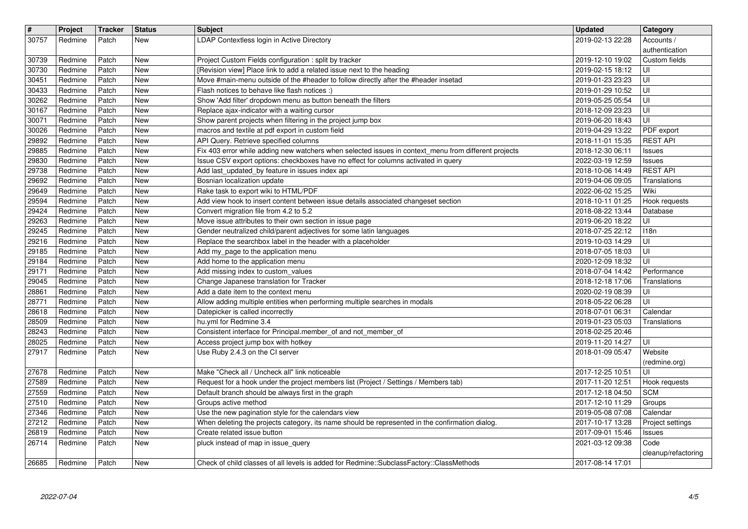| # | Project | Tracker | Status | Subject | Updated | Category |
|---|---|---|---|---|---|---|
| 30757 | Redmine | Patch | New | LDAP Contextless login in Active Directory | 2019-02-13 22:28 | Accounts / authentication |
| 30739 | Redmine | Patch | New | Project Custom Fields configuration : split by tracker | 2019-12-10 19:02 | Custom fields |
| 30730 | Redmine | Patch | New | [Revision view] Place link to add a related issue next to the heading | 2019-02-15 18:12 | UI |
| 30451 | Redmine | Patch | New | Move #main-menu outside of the #header to follow directly after the #header insetad | 2019-01-23 23:23 | UI |
| 30433 | Redmine | Patch | New | Flash notices to behave like flash notices :) | 2019-01-29 10:52 | UI |
| 30262 | Redmine | Patch | New | Show 'Add filter' dropdown menu as button beneath the filters | 2019-05-25 05:54 | UI |
| 30167 | Redmine | Patch | New | Replace ajax-indicator with a waiting cursor | 2018-12-09 23:23 | UI |
| 30071 | Redmine | Patch | New | Show parent projects when filtering in the project jump box | 2019-06-20 18:43 | UI |
| 30026 | Redmine | Patch | New | macros and textile at pdf export in custom field | 2019-04-29 13:22 | PDF export |
| 29892 | Redmine | Patch | New | API Query. Retrieve specified columns | 2018-11-01 15:35 | REST API |
| 29885 | Redmine | Patch | New | Fix 403 error while adding new watchers when selected issues in context_menu from different projects | 2018-12-30 06:11 | Issues |
| 29830 | Redmine | Patch | New | Issue CSV export options: checkboxes have no effect for columns activated in query | 2022-03-19 12:59 | Issues |
| 29738 | Redmine | Patch | New | Add last_updated_by feature in issues index api | 2018-10-06 14:49 | REST API |
| 29692 | Redmine | Patch | New | Bosnian localization update | 2019-04-06 09:05 | Translations |
| 29649 | Redmine | Patch | New | Rake task to export wiki to HTML/PDF | 2022-06-02 15:25 | Wiki |
| 29594 | Redmine | Patch | New | Add view hook to insert content between issue details associated changeset section | 2018-10-11 01:25 | Hook requests |
| 29424 | Redmine | Patch | New | Convert migration file from 4.2 to 5.2 | 2018-08-22 13:44 | Database |
| 29263 | Redmine | Patch | New | Move issue attributes to their own section in issue page | 2019-06-20 18:22 | UI |
| 29245 | Redmine | Patch | New | Gender neutralized child/parent adjectives for some latin languages | 2018-07-25 22:12 | I18n |
| 29216 | Redmine | Patch | New | Replace the searchbox label in the header with a placeholder | 2019-10-03 14:29 | UI |
| 29185 | Redmine | Patch | New | Add my_page to the application menu | 2018-07-05 18:03 | UI |
| 29184 | Redmine | Patch | New | Add home to the application menu | 2020-12-09 18:32 | UI |
| 29171 | Redmine | Patch | New | Add missing index to custom_values | 2018-07-04 14:42 | Performance |
| 29045 | Redmine | Patch | New | Change Japanese translation for Tracker | 2018-12-18 17:06 | Translations |
| 28861 | Redmine | Patch | New | Add a date item to the context menu | 2020-02-19 08:39 | UI |
| 28771 | Redmine | Patch | New | Allow adding multiple entities when performing multiple searches in modals | 2018-05-22 06:28 | UI |
| 28618 | Redmine | Patch | New | Datepicker is called incorrectly | 2018-07-01 06:31 | Calendar |
| 28509 | Redmine | Patch | New | hu.yml for Redmine 3.4 | 2019-01-23 05:03 | Translations |
| 28243 | Redmine | Patch | New | Consistent interface for Principal.member_of and not_member_of | 2018-02-25 20:46 | |
| 28025 | Redmine | Patch | New | Access project jump box with hotkey | 2019-11-20 14:27 | UI |
| 27917 | Redmine | Patch | New | Use Ruby 2.4.3 on the CI server | 2018-01-09 05:47 | Website (redmine.org) |
| 27678 | Redmine | Patch | New | Make "Check all / Uncheck all" link noticeable | 2017-12-25 10:51 | UI |
| 27589 | Redmine | Patch | New | Request for a hook under the project members list (Project / Settings / Members tab) | 2017-11-20 12:51 | Hook requests |
| 27559 | Redmine | Patch | New | Default branch should be always first in the graph | 2017-12-18 04:50 | SCM |
| 27510 | Redmine | Patch | New | Groups active method | 2017-12-10 11:29 | Groups |
| 27346 | Redmine | Patch | New | Use the new pagination style for the calendars view | 2019-05-08 07:08 | Calendar |
| 27212 | Redmine | Patch | New | When deleting the projects category, its name should be represented in the confirmation dialog. | 2017-10-17 13:28 | Project settings |
| 26819 | Redmine | Patch | New | Create related issue button | 2017-09-01 15:46 | Issues |
| 26714 | Redmine | Patch | New | pluck instead of map in issue_query | 2021-03-12 09:38 | Code cleanup/refactoring |
| 26685 | Redmine | Patch | New | Check of child classes of all levels is added for Redmine::SubclassFactory::ClassMethods | 2017-08-14 17:01 | |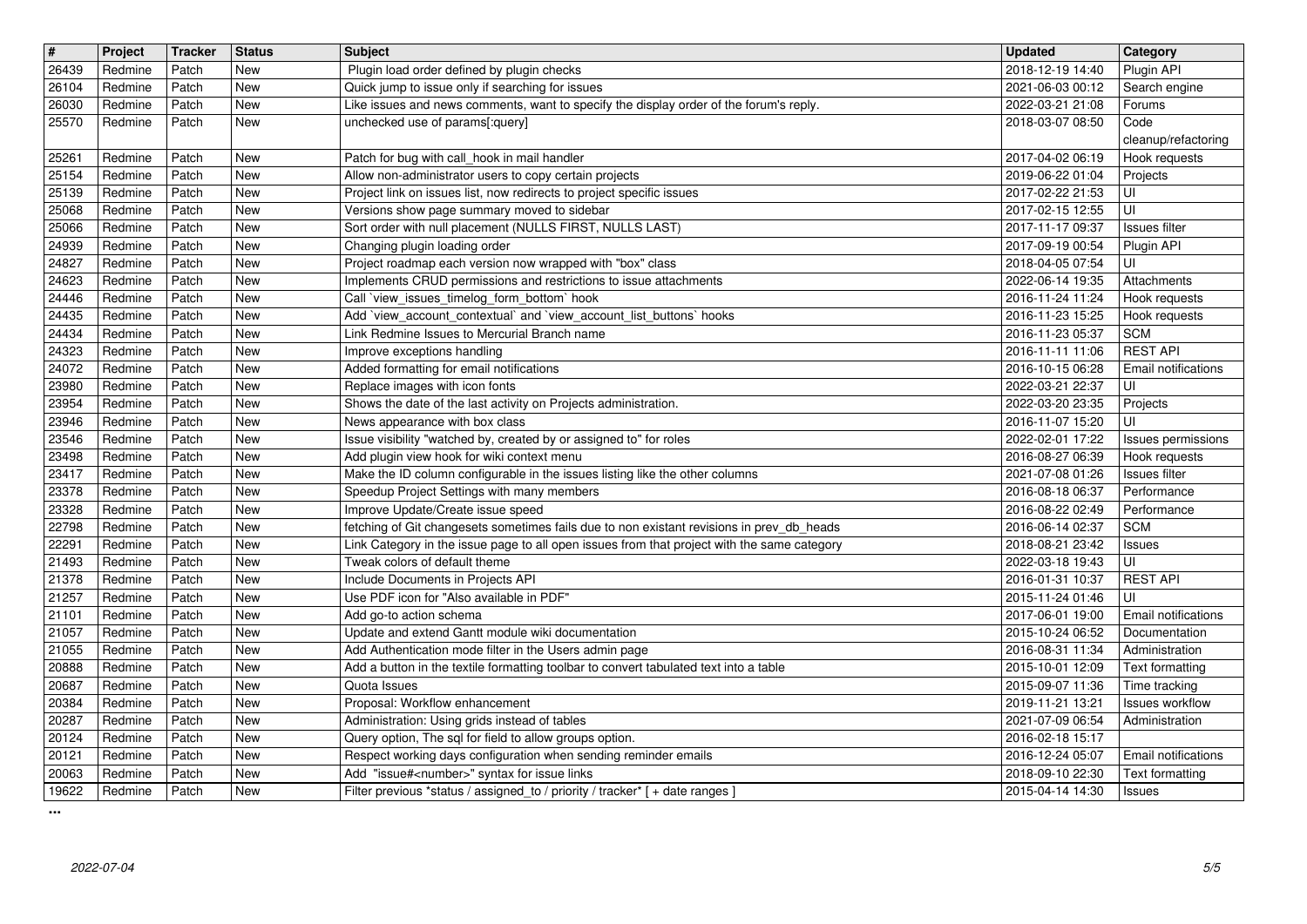| # | Project | Tracker | Status | Subject | Updated | Category |
| --- | --- | --- | --- | --- | --- | --- |
| 26439 | Redmine | Patch | New | Plugin load order defined by plugin checks | 2018-12-19 14:40 | Plugin API |
| 26104 | Redmine | Patch | New | Quick jump to issue only if searching for issues | 2021-06-03 00:12 | Search engine |
| 26030 | Redmine | Patch | New | Like issues and news comments, want to specify the display order of the forum's reply. | 2022-03-21 21:08 | Forums |
| 25570 | Redmine | Patch | New | unchecked use of params[:query] | 2018-03-07 08:50 | Code cleanup/refactoring |
| 25261 | Redmine | Patch | New | Patch for bug with call_hook in mail handler | 2017-04-02 06:19 | Hook requests |
| 25154 | Redmine | Patch | New | Allow non-administrator users to copy certain projects | 2019-06-22 01:04 | Projects |
| 25139 | Redmine | Patch | New | Project link on issues list, now redirects to project specific issues | 2017-02-22 21:53 | UI |
| 25068 | Redmine | Patch | New | Versions show page summary moved to sidebar | 2017-02-15 12:55 | UI |
| 25066 | Redmine | Patch | New | Sort order with null placement (NULLS FIRST, NULLS LAST) | 2017-11-17 09:37 | Issues filter |
| 24939 | Redmine | Patch | New | Changing plugin loading order | 2017-09-19 00:54 | Plugin API |
| 24827 | Redmine | Patch | New | Project roadmap each version now wrapped with "box" class | 2018-04-05 07:54 | UI |
| 24623 | Redmine | Patch | New | Implements CRUD permissions and restrictions to issue attachments | 2022-06-14 19:35 | Attachments |
| 24446 | Redmine | Patch | New | Call `view_issues_timelog_form_bottom` hook | 2016-11-24 11:24 | Hook requests |
| 24435 | Redmine | Patch | New | Add `view_account_contextual` and `view_account_list_buttons` hooks | 2016-11-23 15:25 | Hook requests |
| 24434 | Redmine | Patch | New | Link Redmine Issues to Mercurial Branch name | 2016-11-23 05:37 | SCM |
| 24323 | Redmine | Patch | New | Improve exceptions handling | 2016-11-11 11:06 | REST API |
| 24072 | Redmine | Patch | New | Added formatting for email notifications | 2016-10-15 06:28 | Email notifications |
| 23980 | Redmine | Patch | New | Replace images with icon fonts | 2022-03-21 22:37 | UI |
| 23954 | Redmine | Patch | New | Shows the date of the last activity on Projects administration. | 2022-03-20 23:35 | Projects |
| 23946 | Redmine | Patch | New | News appearance with box class | 2016-11-07 15:20 | UI |
| 23546 | Redmine | Patch | New | Issue visibility "watched by, created by or assigned to" for roles | 2022-02-01 17:22 | Issues permissions |
| 23498 | Redmine | Patch | New | Add plugin view hook for wiki context menu | 2016-08-27 06:39 | Hook requests |
| 23417 | Redmine | Patch | New | Make the ID column configurable in the issues listing like the other columns | 2021-07-08 01:26 | Issues filter |
| 23378 | Redmine | Patch | New | Speedup Project Settings with many members | 2016-08-18 06:37 | Performance |
| 23328 | Redmine | Patch | New | Improve Update/Create issue speed | 2016-08-22 02:49 | Performance |
| 22798 | Redmine | Patch | New | fetching of Git changesets sometimes fails due to non existant revisions in prev_db_heads | 2016-06-14 02:37 | SCM |
| 22291 | Redmine | Patch | New | Link Category in the issue page to all open issues from that project with the same category | 2018-08-21 23:42 | Issues |
| 21493 | Redmine | Patch | New | Tweak colors of default theme | 2022-03-18 19:43 | UI |
| 21378 | Redmine | Patch | New | Include Documents in Projects API | 2016-01-31 10:37 | REST API |
| 21257 | Redmine | Patch | New | Use PDF icon for "Also available in PDF" | 2015-11-24 01:46 | UI |
| 21101 | Redmine | Patch | New | Add go-to action schema | 2017-06-01 19:00 | Email notifications |
| 21057 | Redmine | Patch | New | Update and extend Gantt module wiki documentation | 2015-10-24 06:52 | Documentation |
| 21055 | Redmine | Patch | New | Add Authentication mode filter in the Users admin page | 2016-08-31 11:34 | Administration |
| 20888 | Redmine | Patch | New | Add a button in the textile formatting toolbar to convert tabulated text into a table | 2015-10-01 12:09 | Text formatting |
| 20687 | Redmine | Patch | New | Quota Issues | 2015-09-07 11:36 | Time tracking |
| 20384 | Redmine | Patch | New | Proposal: Workflow enhancement | 2019-11-21 13:21 | Issues workflow |
| 20287 | Redmine | Patch | New | Administration: Using grids instead of tables | 2021-07-09 06:54 | Administration |
| 20124 | Redmine | Patch | New | Query option, The sql for field to allow groups option. | 2016-02-18 15:17 | |
| 20121 | Redmine | Patch | New | Respect working days configuration when sending reminder emails | 2016-12-24 05:07 | Email notifications |
| 20063 | Redmine | Patch | New | Add "issue#<number>" syntax for issue links | 2018-09-10 22:30 | Text formatting |
| 19622 | Redmine | Patch | New | Filter previous *status / assigned_to / priority / tracker* [ + date ranges ] | 2015-04-14 14:30 | Issues |

...